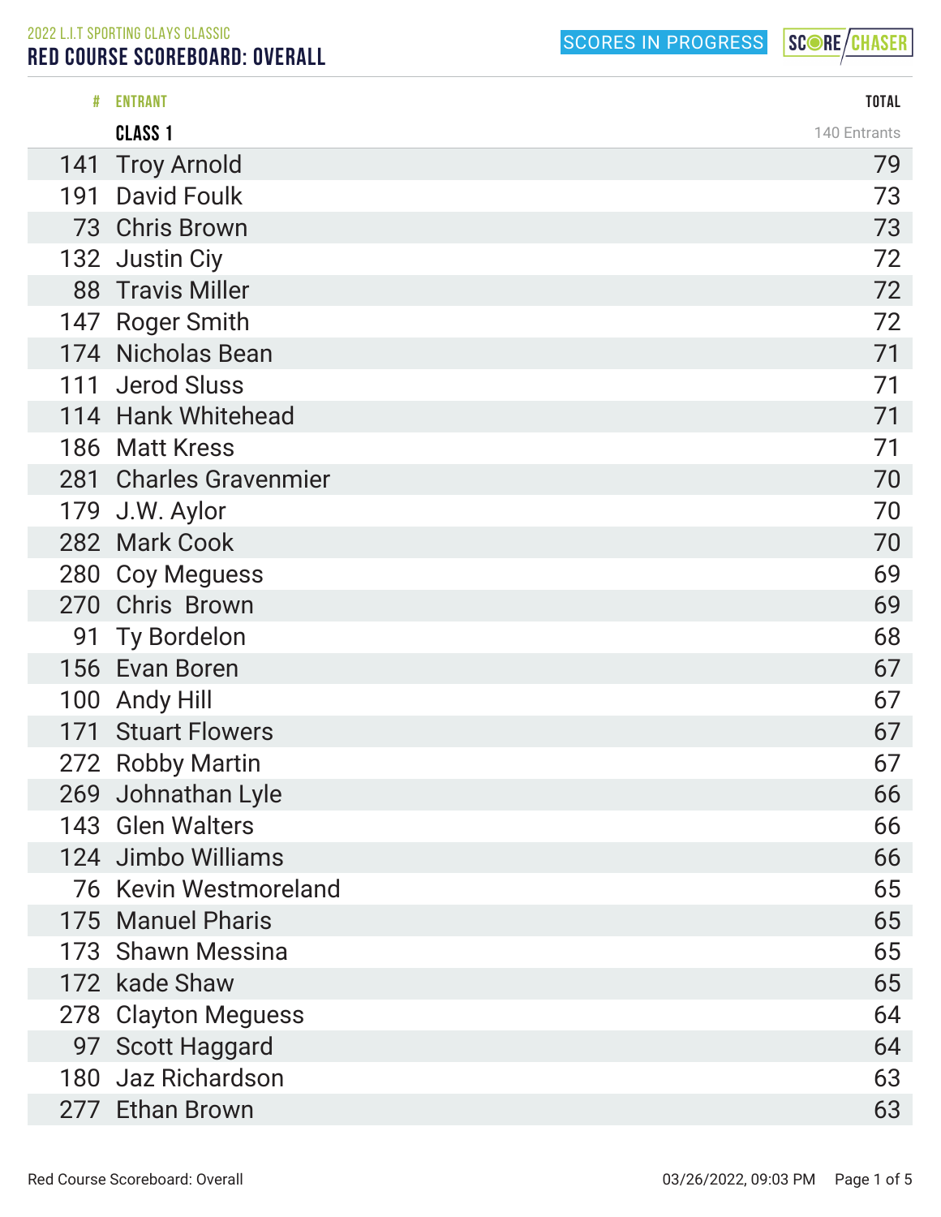2022 L.I.T SPORTING CLAYS CLASSIC

# RED COURSE SCOREBOARD: OVERALL

SCORES IN PROGRESS

| # | ENTRANT | TOTAL |
|---|---|---|
| | **CLASS 1** | 140 Entrants |
| 141 | Troy Arnold | 79 |
| 191 | David Foulk | 73 |
| 73 | Chris Brown | 73 |
| 132 | Justin Ciy | 72 |
| 88 | Travis Miller | 72 |
| 147 | Roger Smith | 72 |
| 174 | Nicholas Bean | 71 |
| 111 | Jerod Sluss | 71 |
| 114 | Hank Whitehead | 71 |
| 186 | Matt Kress | 71 |
| 281 | Charles Gravenmier | 70 |
| 179 | J.W. Aylor | 70 |
| 282 | Mark Cook | 70 |
| 280 | Coy Meguess | 69 |
| 270 | Chris  Brown | 69 |
| 91 | Ty Bordelon | 68 |
| 156 | Evan Boren | 67 |
| 100 | Andy Hill | 67 |
| 171 | Stuart Flowers | 67 |
| 272 | Robby Martin | 67 |
| 269 | Johnathan Lyle | 66 |
| 143 | Glen Walters | 66 |
| 124 | Jimbo Williams | 66 |
| 76 | Kevin Westmoreland | 65 |
| 175 | Manuel Pharis | 65 |
| 173 | Shawn Messina | 65 |
| 172 | kade Shaw | 65 |
| 278 | Clayton Meguess | 64 |
| 97 | Scott Haggard | 64 |
| 180 | Jaz Richardson | 63 |
| 277 | Ethan Brown | 63 |

Red Course Scoreboard: Overall 03/26/2022, 09:03 PM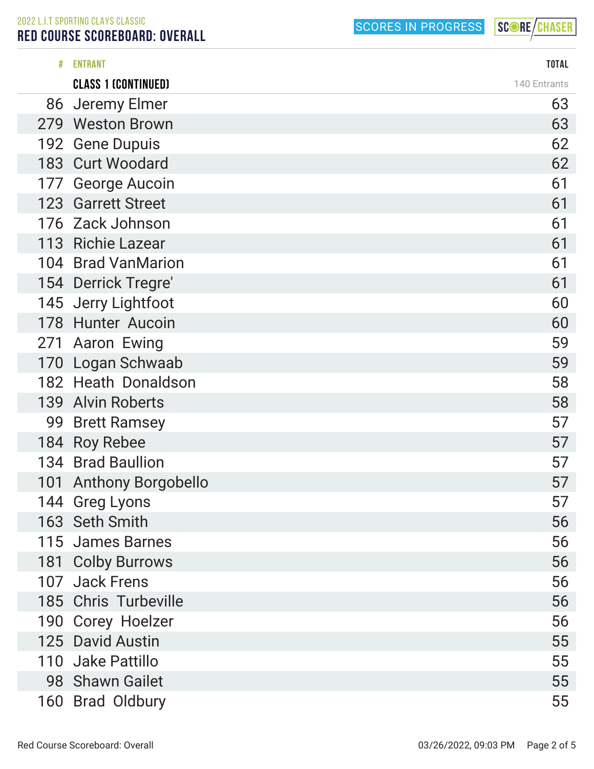2022 L.I.T SPORTING CLAYS CLASSIC

# RED COURSE SCOREBOARD: OVERALL

SCORES IN PROGRESS

| # | ENTRANT | TOTAL |
|---|---|---|
| | **CLASS 1 (CONTINUED)** | 140 Entrants |
| 86 | Jeremy Elmer | 63 |
| 279 | Weston Brown | 63 |
| 192 | Gene Dupuis | 62 |
| 183 | Curt Woodard | 62 |
| 177 | George Aucoin | 61 |
| 123 | Garrett Street | 61 |
| 176 | Zack Johnson | 61 |
| 113 | Richie Lazear | 61 |
| 104 | Brad VanMarion | 61 |
| 154 | Derrick Tregre' | 61 |
| 145 | Jerry Lightfoot | 60 |
| 178 | Hunter Aucoin | 60 |
| 271 | Aaron Ewing | 59 |
| 170 | Logan Schwaab | 59 |
| 182 | Heath Donaldson | 58 |
| 139 | Alvin Roberts | 58 |
| 99 | Brett Ramsey | 57 |
| 184 | Roy Rebee | 57 |
| 134 | Brad Baullion | 57 |
| 101 | Anthony Borgobello | 57 |
| 144 | Greg Lyons | 57 |
| 163 | Seth Smith | 56 |
| 115 | James Barnes | 56 |
| 181 | Colby Burrows | 56 |
| 107 | Jack Frens | 56 |
| 185 | Chris Turbeville | 56 |
| 190 | Corey Hoelzer | 56 |
| 125 | David Austin | 55 |
| 110 | Jake Pattillo | 55 |
| 98 | Shawn Gailet | 55 |
| 160 | Brad Oldbury | 55 |

Red Course Scoreboard: Overall — 03/26/2022, 09:03 PM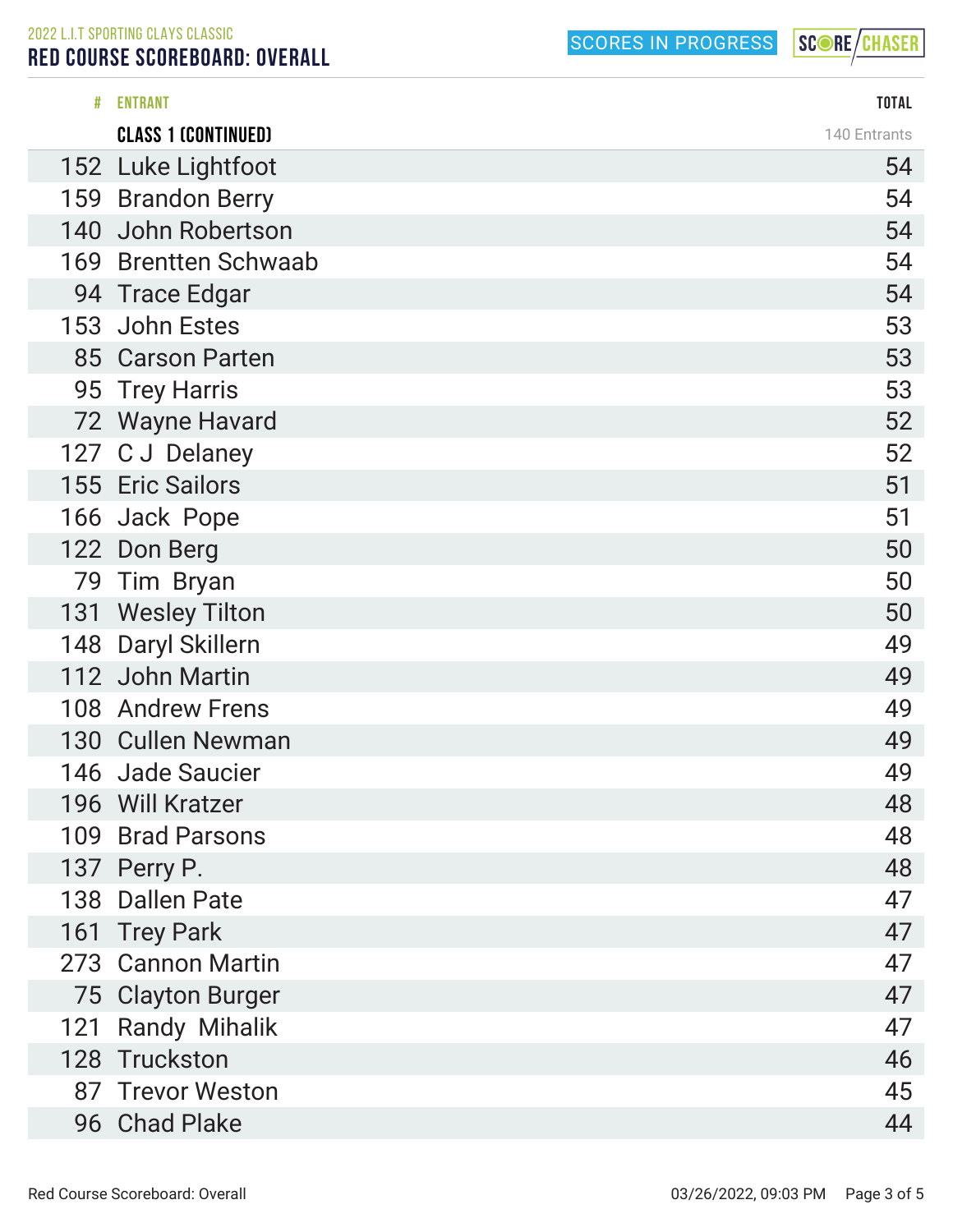2022 L.I.T SPORTING CLAYS CLASSIC

# RED COURSE SCOREBOARD: OVERALL

SCORES IN PROGRESS

| # | ENTRANT | TOTAL |
|---|---|---|
| | **CLASS 1 (CONTINUED)** | 140 Entrants |
| 152 | Luke Lightfoot | 54 |
| 159 | Brandon Berry | 54 |
| 140 | John Robertson | 54 |
| 169 | Brentten Schwaab | 54 |
| 94 | Trace Edgar | 54 |
| 153 | John Estes | 53 |
| 85 | Carson Parten | 53 |
| 95 | Trey Harris | 53 |
| 72 | Wayne Havard | 52 |
| 127 | C J Delaney | 52 |
| 155 | Eric Sailors | 51 |
| 166 | Jack Pope | 51 |
| 122 | Don Berg | 50 |
| 79 | Tim Bryan | 50 |
| 131 | Wesley Tilton | 50 |
| 148 | Daryl Skillern | 49 |
| 112 | John Martin | 49 |
| 108 | Andrew Frens | 49 |
| 130 | Cullen Newman | 49 |
| 146 | Jade Saucier | 49 |
| 196 | Will Kratzer | 48 |
| 109 | Brad Parsons | 48 |
| 137 | Perry P. | 48 |
| 138 | Dallen Pate | 47 |
| 161 | Trey Park | 47 |
| 273 | Cannon Martin | 47 |
| 75 | Clayton Burger | 47 |
| 121 | Randy Mihalik | 47 |
| 128 | Truckston | 46 |
| 87 | Trevor Weston | 45 |
| 96 | Chad Plake | 44 |

Red Course Scoreboard: Overall 03/26/2022, 09:03 PM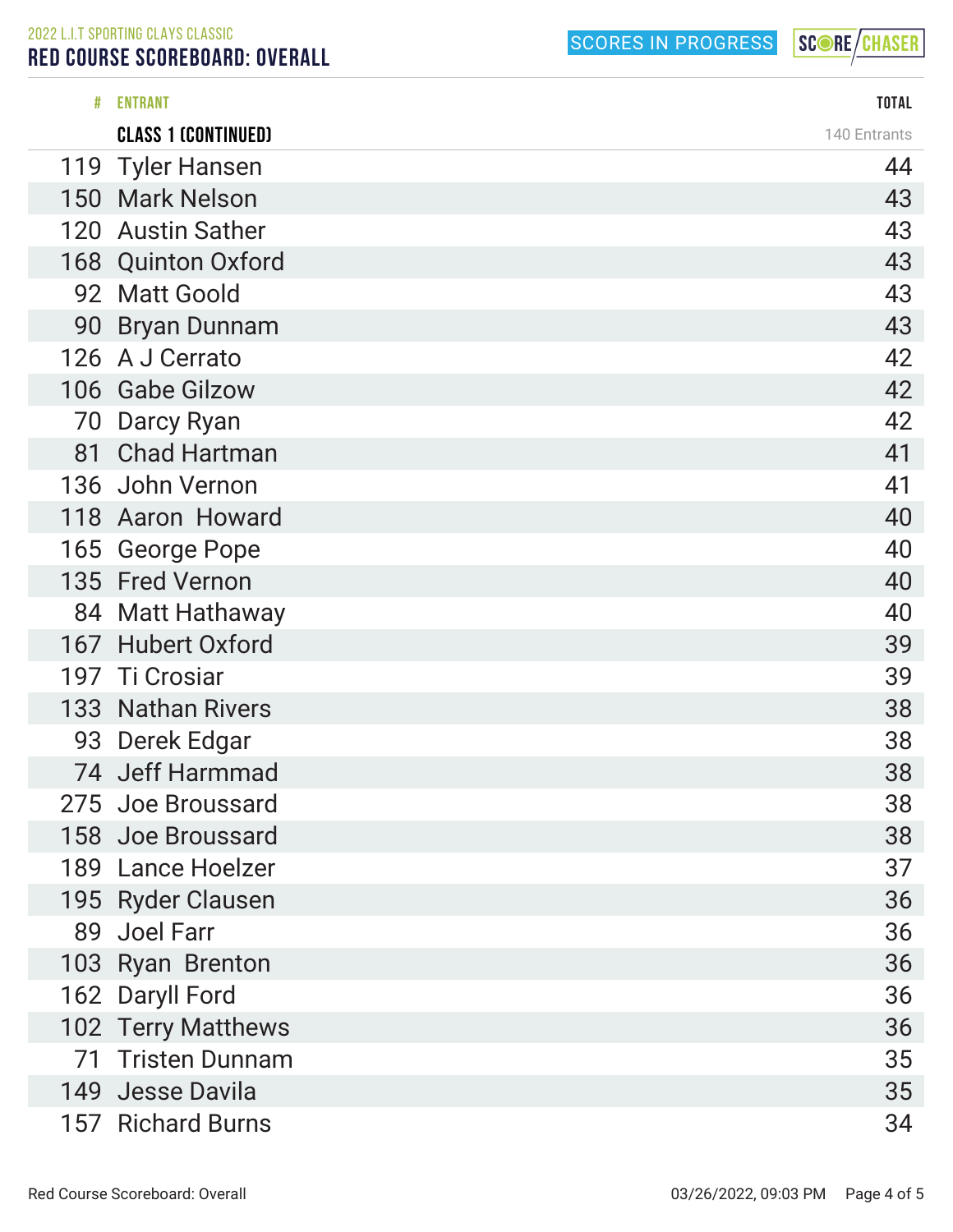2022 L.I.T SPORTING CLAYS CLASSIC

# RED COURSE SCOREBOARD: OVERALL

SCORES IN PROGRESS

| # | ENTRANT | TOTAL |
|---|---|---|
| | **CLASS 1 (CONTINUED)** | 140 Entrants |
| 119 | Tyler Hansen | 44 |
| 150 | Mark Nelson | 43 |
| 120 | Austin Sather | 43 |
| 168 | Quinton Oxford | 43 |
| 92 | Matt Goold | 43 |
| 90 | Bryan Dunnam | 43 |
| 126 | A J Cerrato | 42 |
| 106 | Gabe Gilzow | 42 |
| 70 | Darcy Ryan | 42 |
| 81 | Chad Hartman | 41 |
| 136 | John Vernon | 41 |
| 118 | Aaron Howard | 40 |
| 165 | George Pope | 40 |
| 135 | Fred Vernon | 40 |
| 84 | Matt Hathaway | 40 |
| 167 | Hubert Oxford | 39 |
| 197 | Ti Crosiar | 39 |
| 133 | Nathan Rivers | 38 |
| 93 | Derek Edgar | 38 |
| 74 | Jeff Harmmad | 38 |
| 275 | Joe Broussard | 38 |
| 158 | Joe Broussard | 38 |
| 189 | Lance Hoelzer | 37 |
| 195 | Ryder Clausen | 36 |
| 89 | Joel Farr | 36 |
| 103 | Ryan Brenton | 36 |
| 162 | Daryll Ford | 36 |
| 102 | Terry Matthews | 36 |
| 71 | Tristen Dunnam | 35 |
| 149 | Jesse Davila | 35 |
| 157 | Richard Burns | 34 |

03/26/2022, 09:03 PM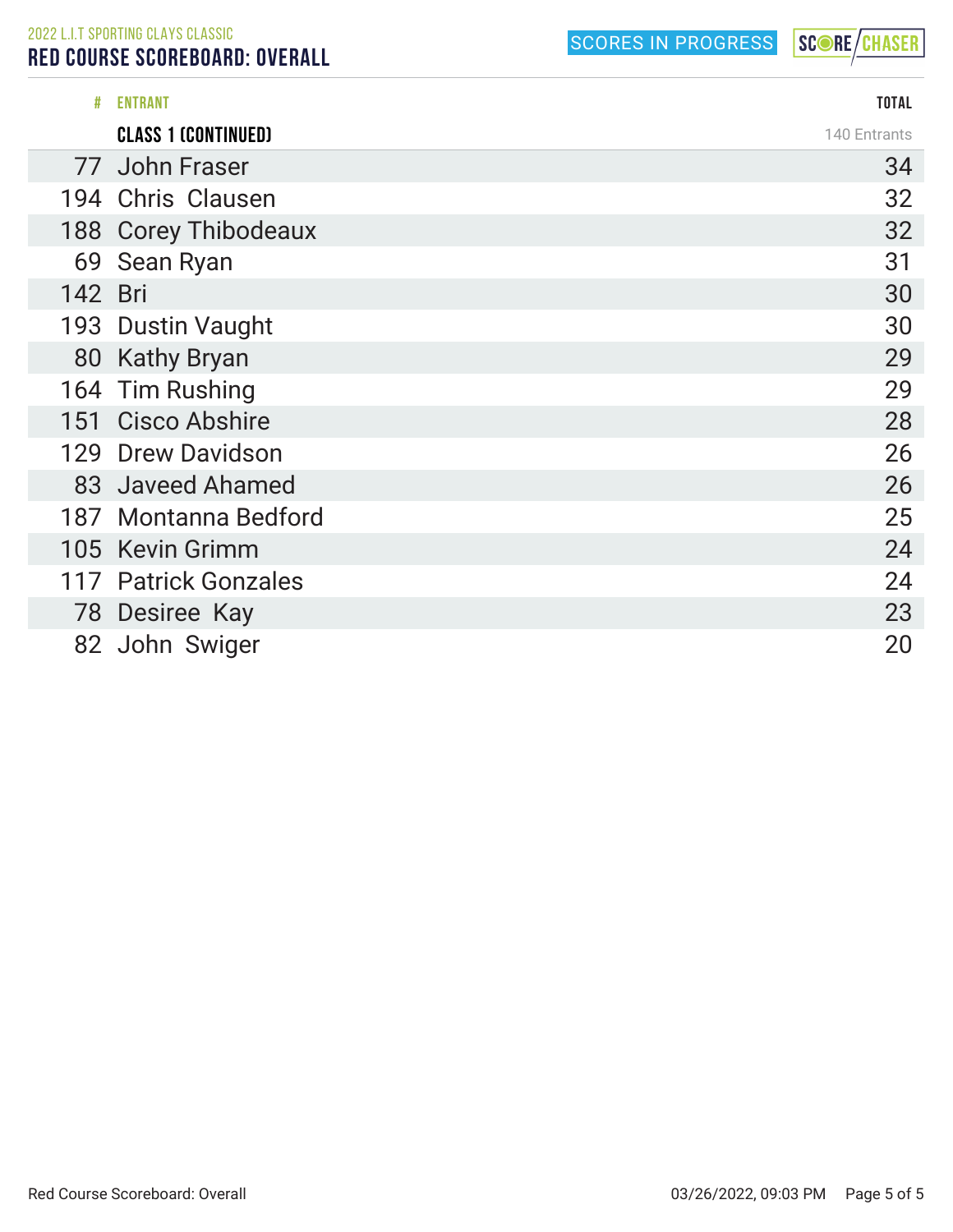2022 L.I.T SPORTING CLAYS CLASSIC

# RED COURSE SCOREBOARD: OVERALL

SCORES IN PROGRESS

| # | ENTRANT | TOTAL |
|---|---|---|
| | **CLASS 1 (CONTINUED)** | 140 Entrants |
| 77 | John Fraser | 34 |
| 194 | Chris  Clausen | 32 |
| 188 | Corey Thibodeaux | 32 |
| 69 | Sean Ryan | 31 |
| 142 | Bri | 30 |
| 193 | Dustin Vaught | 30 |
| 80 | Kathy Bryan | 29 |
| 164 | Tim Rushing | 29 |
| 151 | Cisco Abshire | 28 |
| 129 | Drew Davidson | 26 |
| 83 | Javeed Ahamed | 26 |
| 187 | Montanna Bedford | 25 |
| 105 | Kevin Grimm | 24 |
| 117 | Patrick Gonzales | 24 |
| 78 | Desiree  Kay | 23 |
| 82 | John  Swiger | 20 |